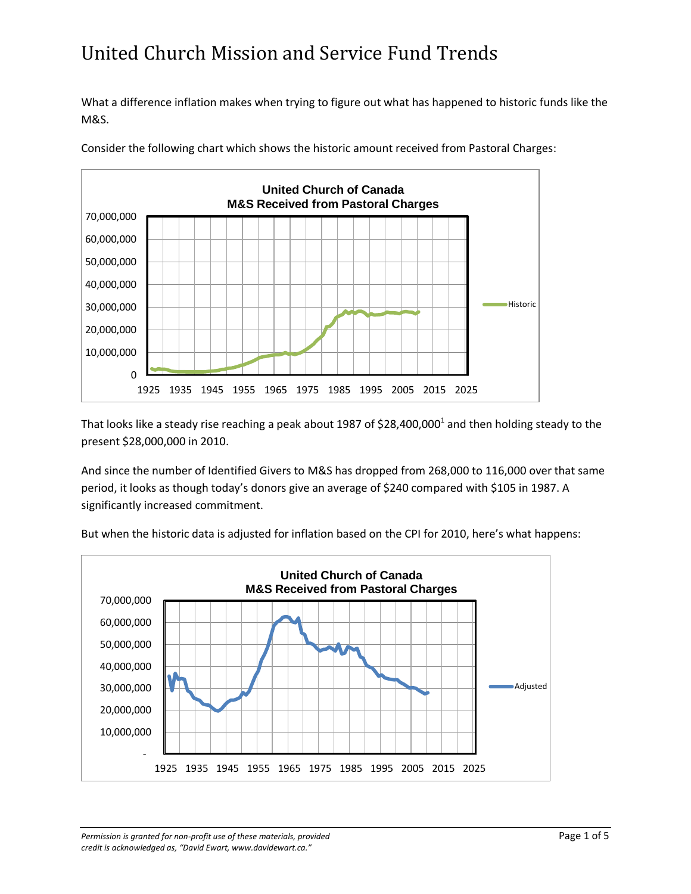# United Church Mission and Service Fund Trends

What a difference inflation makes when trying to figure out what has happened to historic funds like the M&S.

Consider the following chart which shows the historic amount received from Pastoral Charges:

That looks like a steady rise reaching a peak about 1987 of $28,400,000[1] and then holding steady to the present $28,000,000 in 2010.

And since the number of Identified Givers to M&S has dropped from 268,000 to 116,000 over that same period, it looks as though today's donors give an average of $240 compared with $105 in 1987. A significantly increased commitment.

But when the historic data is adjusted for inflation based on the CPI for 2010, here's what happens: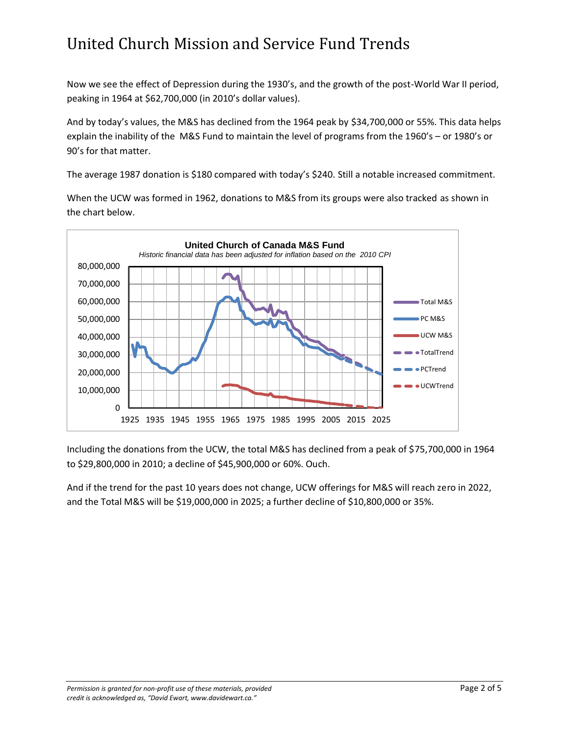# United Church Mission and Service Fund Trends

Now we see the effect of Depression during the 1930's, and the growth of the post-World War II period, peaking in 1964 at $62,700,000 (in 2010's dollar values).

And by today's values, the M&S has declined from the 1964 peak by $34,700,000 or 55%. This data helps explain the inability of the M&S Fund to maintain the level of programs from the 1960's – or 1980's or 90's for that matter.

The average 1987 donation is $180 compared with today's $240. Still a notable increased commitment.

When the UCW was formed in 1962, donations to M&S from its groups were also tracked as shown in the chart below.

Including the donations from the UCW, the total M&S has declined from a peak of $75,700,000 in 1964 to $29,800,000 in 2010; a decline of $45,900,000 or 60%. Ouch.

And if the trend for the past 10 years does not change, UCW offerings for M&S will reach zero in 2022, and the Total M&S will be $19,000,000 in 2025; a further decline of $10,800,000 or 35%.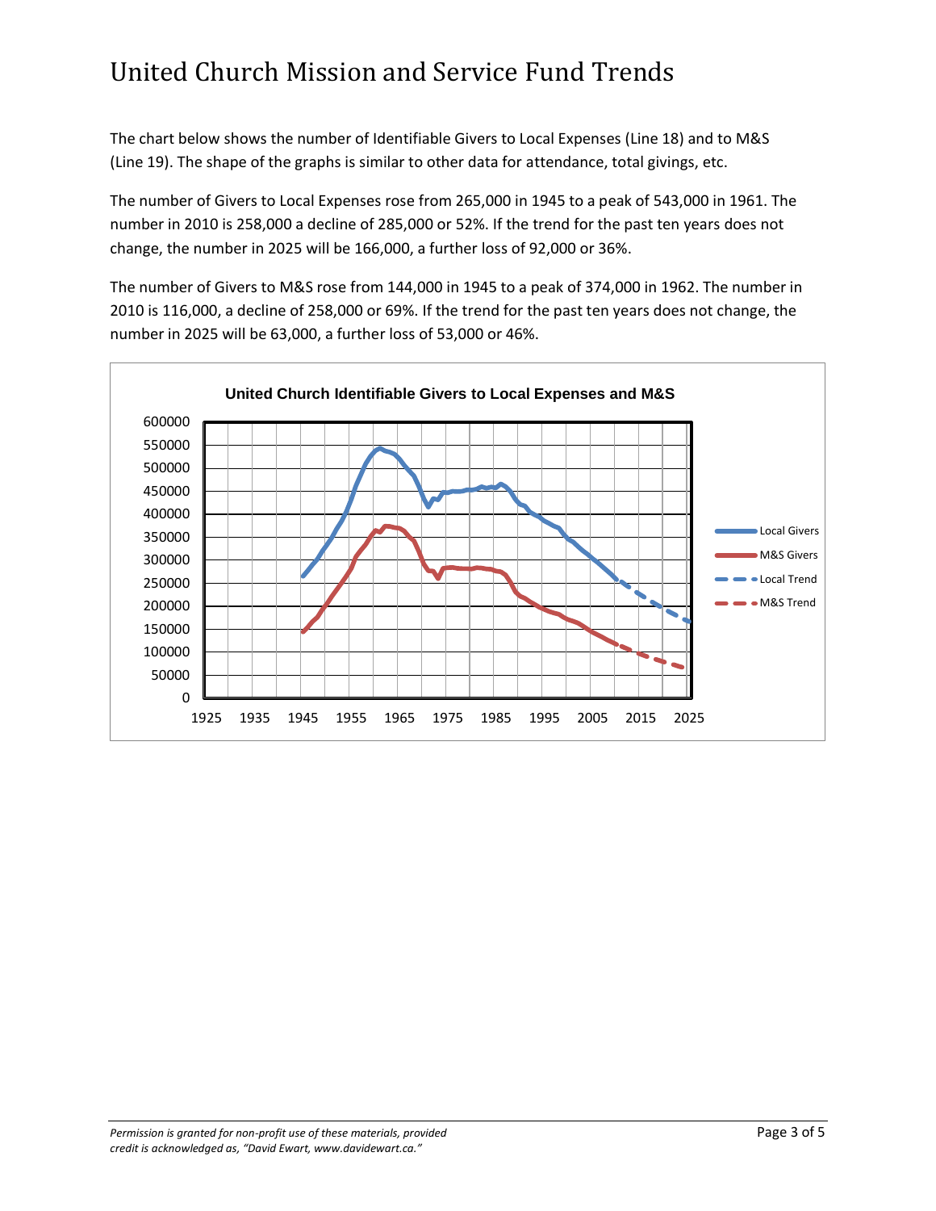# United Church Mission and Service Fund Trends

The chart below shows the number of Identifiable Givers to Local Expenses (Line 18) and to M&S (Line 19). The shape of the graphs is similar to other data for attendance, total givings, etc.

The number of Givers to Local Expenses rose from 265,000 in 1945 to a peak of 543,000 in 1961. The number in 2010 is 258,000 a decline of 285,000 or 52%. If the trend for the past ten years does not change, the number in 2025 will be 166,000, a further loss of 92,000 or 36%.

The number of Givers to M&S rose from 144,000 in 1945 to a peak of 374,000 in 1962. The number in 2010 is 116,000, a decline of 258,000 or 69%. If the trend for the past ten years does not change, the number in 2025 will be 63,000, a further loss of 53,000 or 46%.

**United Church Identifiable Givers to Local Expenses and M&S**

*Permission is granted for non-profit use of these materials, provided credit is acknowledged as, "David Ewart, www.davidewart.ca."*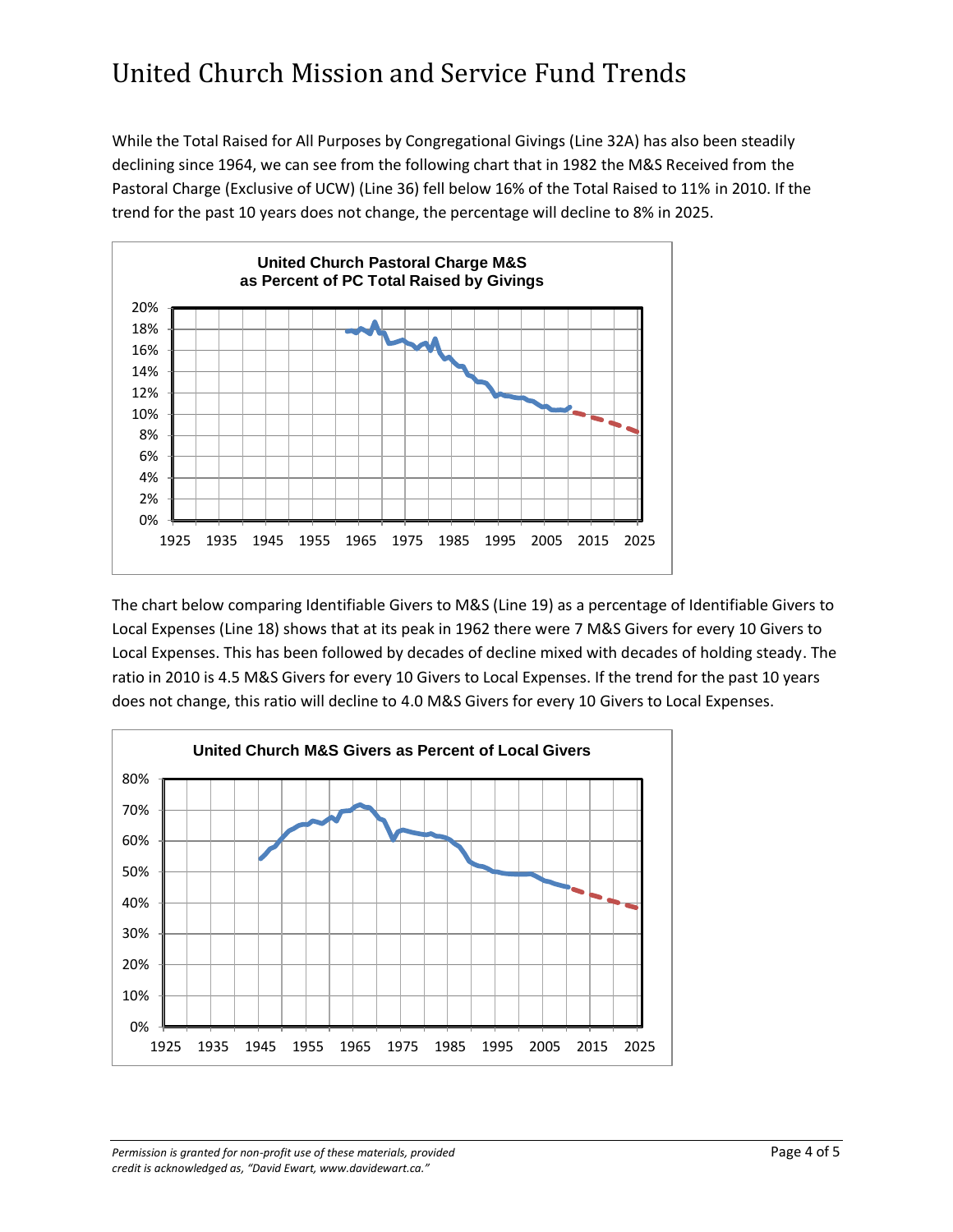# United Church Mission and Service Fund Trends

While the Total Raised for All Purposes by Congregational Givings (Line 32A) has also been steadily declining since 1964, we can see from the following chart that in 1982 the M&S Received from the Pastoral Charge (Exclusive of UCW) (Line 36) fell below 16% of the Total Raised to 11% in 2010. If the trend for the past 10 years does not change, the percentage will decline to 8% in 2025.

The chart below comparing Identifiable Givers to M&S (Line 19) as a percentage of Identifiable Givers to Local Expenses (Line 18) shows that at its peak in 1962 there were 7 M&S Givers for every 10 Givers to Local Expenses. This has been followed by decades of decline mixed with decades of holding steady. The ratio in 2010 is 4.5 M&S Givers for every 10 Givers to Local Expenses. If the trend for the past 10 years does not change, this ratio will decline to 4.0 M&S Givers for every 10 Givers to Local Expenses.

*Permission is granted for non-profit use of these materials, provided credit is acknowledged as, "David Ewart, www.davidewart.ca."*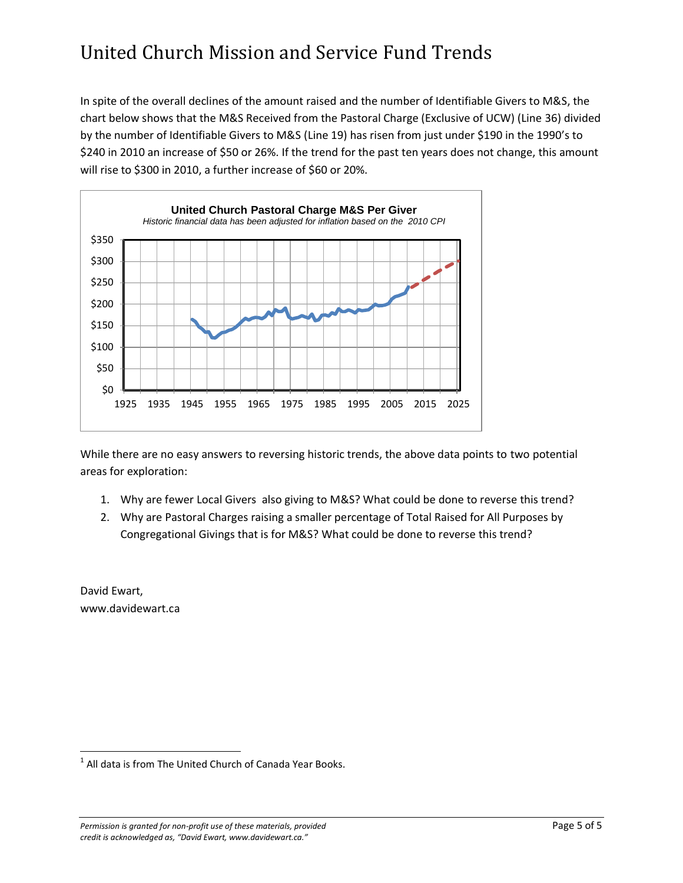# United Church Mission and Service Fund Trends

In spite of the overall declines of the amount raised and the number of Identifiable Givers to M&S, the chart below shows that the M&S Received from the Pastoral Charge (Exclusive of UCW) (Line 36) divided by the number of Identifiable Givers to M&S (Line 19) has risen from just under $190 in the 1990's to $240 in 2010 an increase of $50 or 26%. If the trend for the past ten years does not change, this amount will rise to $300 in 2010, a further increase of $60 or 20%.

**United Church Pastoral Charge M&S Per Giver**

*Historic financial data has been adjusted for inflation based on the 2010 CPI*

$350
$300
$250
$200
$150
$100
$50
$0

1925 1935 1945 1955 1965 1975 1985 1995 2005 2015 2025

While there are no easy answers to reversing historic trends, the above data points to two potential areas for exploration:

1. Why are fewer Local Givers also giving to M&S? What could be done to reverse this trend?
2. Why are Pastoral Charges raising a smaller percentage of Total Raised for All Purposes by Congregational Givings that is for M&S? What could be done to reverse this trend?

David Ewart,
www.davidewart.ca

[1] All data is from The United Church of Canada Year Books.

*Permission is granted for non-profit use of these materials, provided credit is acknowledged as, "David Ewart, www.davidewart.ca."*